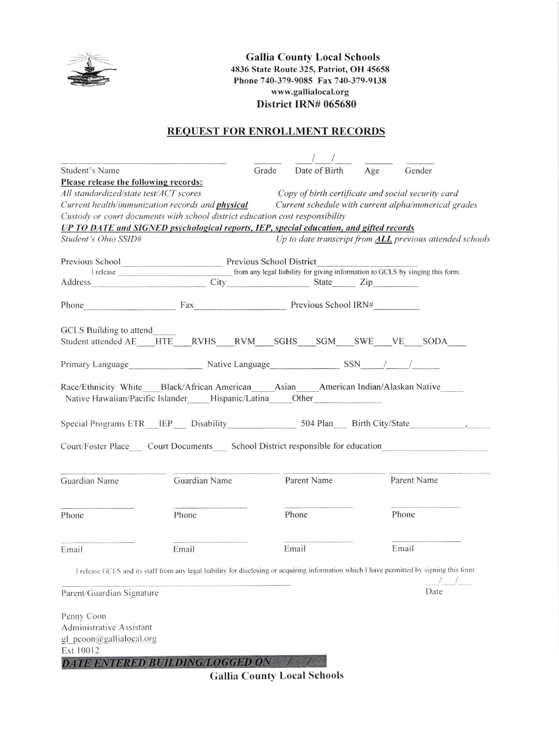**Gallia County Local Schools**
**4836 State Route 325, Patriot, OH 45658**
**Phone 740-379-9085 Fax 740-379-9138**
**www.gallialocal.org**
**District IRN# 065680**

## REQUEST FOR ENROLLMENT RECORDS

________________________ ______ ___/___/___ ______ ______
Student's Name Grade Date of Birth Age Gender

**Please release the following records:**

*All standardized/state test/ACT scores* — *Copy of birth certificate and social security card*

*Current health/immunization records and* ***physical*** — *Current schedule with current alpha/numerical grades*

*Custody or court documents with school district education cost responsibility*

***UP TO DATE and SIGNED psychological reports, IEP, special education, and gifted records***

*Student's Ohio SSID#* — *Up to date transcript from* ***ALL*** *previous attended schools*

Previous School____________________ Previous School District____________________

I release ____________________ from any legal liability for giving information to GCLS by singing this form.

Address____________________ City________________ State_____ Zip_________

Phone________________ Fax________________ Previous School IRN#_________

GCLS Building to attend_____

Student attended AE___HTE___RVHS___RVM___SGHS___SGM___SWE___VE___SODA___

Primary Language______________ Native Language______________ SSN____/____/_____

Race/Ethnicity White___Black/African American____Asian____American Indian/Alaskan Native____

Native Hawaiian/Pacific Islander____Hispanic/Latina____Other______________

Special Programs ETR___IEP___ Disability______________ 504 Plan___ Birth City/State___________,_____

Court/Foster Place___ Court Documents___ School District responsible for education____________________

| Guardian Name | Guardian Name | Parent Name | Parent Name |
|---|---|---|---|
| Phone | Phone | Phone | Phone |
| Email | Email | Email | Email |

I release GCLS and its staff from any legal liability for disclosing or acquiring information which I have permitted by signing this form.

____________________________________ ___/___/___
Parent/Guardian Signature Date

Penny Coon
Administrative Assistant
gl_pcoon@gallialocal.org
Ext 10012

**DATE ENTERED BUILDING/LOGGED ON ___/___/___**

**Gallia County Local Schools**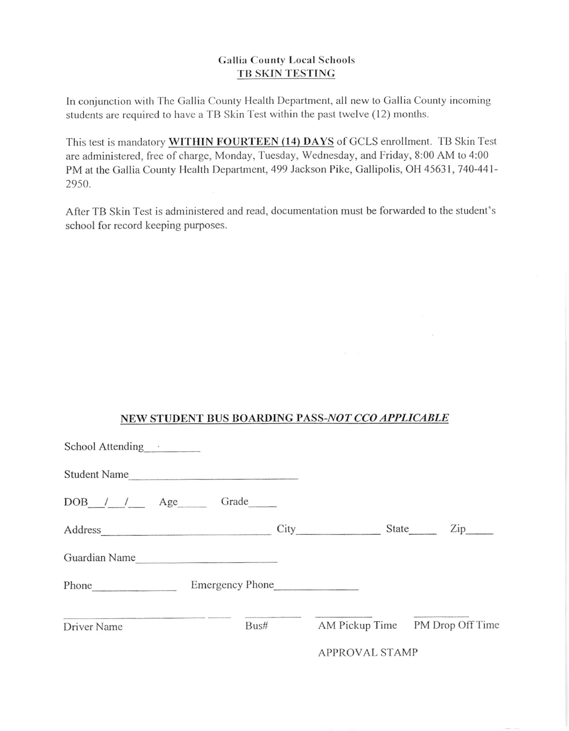**Gallia County Local Schools**
**TB SKIN TESTING**

In conjunction with The Gallia County Health Department, all new to Gallia County incoming students are required to have a TB Skin Test within the past twelve (12) months.

This test is mandatory **WITHIN FOURTEEN (14) DAYS** of GCLS enrollment. TB Skin Test are administered, free of charge, Monday, Tuesday, Wednesday, and Friday, 8:00 AM to 4:00 PM at the Gallia County Health Department, 499 Jackson Pike, Gallipolis, OH 45631, 740-441-2950.

After TB Skin Test is administered and read, documentation must be forwarded to the student's school for record keeping purposes.

**NEW STUDENT BUS BOARDING PASS-*NOT CCO APPLICABLE***

School Attending__________

Student Name______________________________

DOB___/___/___ Age_____ Grade_____

Address______________________________ City______________ State_____ Zip_____

Guardian Name______________________

Phone______________ Emergency Phone______________

_______________________ _________ _________ _________

Driver Name Bus# AM Pickup Time PM Drop Off Time

APPROVAL STAMP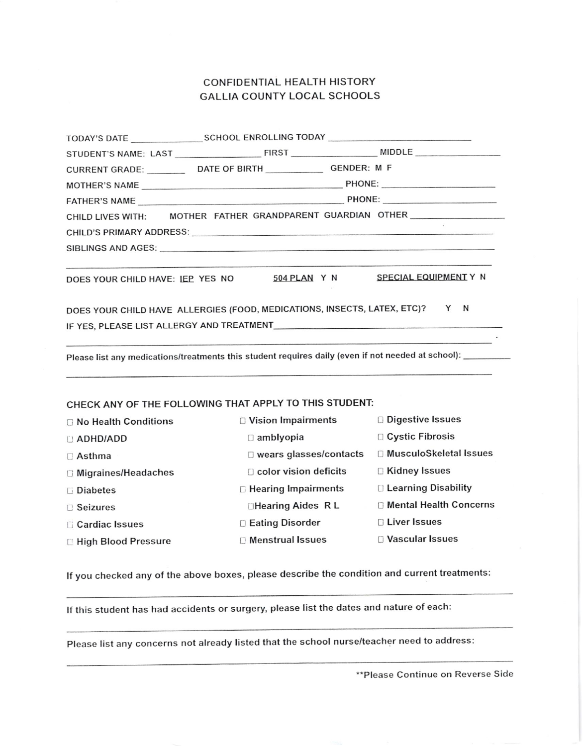# CONFIDENTIAL HEALTH HISTORY
## GALLIA COUNTY LOCAL SCHOOLS

TODAY'S DATE _______________ SCHOOL ENROLLING TODAY ______________________________

STUDENT'S NAME: LAST __________________ FIRST __________________ MIDDLE __________________

CURRENT GRADE: ________ DATE OF BIRTH ___________ GENDER: M F

MOTHER'S NAME ________________________________________ PHONE: ______________________

FATHER'S NAME ________________________________________ PHONE: ______________________

CHILD LIVES WITH: MOTHER FATHER GRANDPARENT GUARDIAN OTHER ___________________

CHILD'S PRIMARY ADDRESS: ________________________________________________________

SIBLINGS AND AGES: _____________________________________________________________

_____________________________________________________________________________

DOES YOUR CHILD HAVE: IEP YES NO 504 PLAN Y N SPECIAL EQUIPMENT Y N

DOES YOUR CHILD HAVE ALLERGIES (FOOD, MEDICATIONS, INSECTS, LATEX, ETC)? Y N

IF YES, PLEASE LIST ALLERGY AND TREATMENT_________________________________________

_____________________________________________________________________________

Please list any medications/treatments this student requires daily (even if not needed at school): __________

_____________________________________________________________________________

### CHECK ANY OF THE FOLLOWING THAT APPLY TO THIS STUDENT:

- ☐ No Health Conditions
- ☐ ADHD/ADD
- ☐ Asthma
- ☐ Migraines/Headaches
- ☐ Diabetes
- ☐ Seizures
- ☐ Cardiac Issues
- ☐ High Blood Pressure
- ☐ Vision Impairments
  - ☐ amblyopia
  - ☐ wears glasses/contacts
  - ☐ color vision deficits
- ☐ Hearing Impairments
  - ☐ Hearing Aides R L
- ☐ Eating Disorder
- ☐ Menstrual Issues
- ☐ Digestive Issues
- ☐ Cystic Fibrosis
- ☐ MusculoSkeletal Issues
- ☐ Kidney Issues
- ☐ Learning Disability
- ☐ Mental Health Concerns
- ☐ Liver Issues
- ☐ Vascular Issues

If you checked any of the above boxes, please describe the condition and current treatments:

_____________________________________________________________________________

If this student has had accidents or surgery, please list the dates and nature of each:

_____________________________________________________________________________

Please list any concerns not already listed that the school nurse/teacher need to address:

_____________________________________________________________________________

**Please Continue on Reverse Side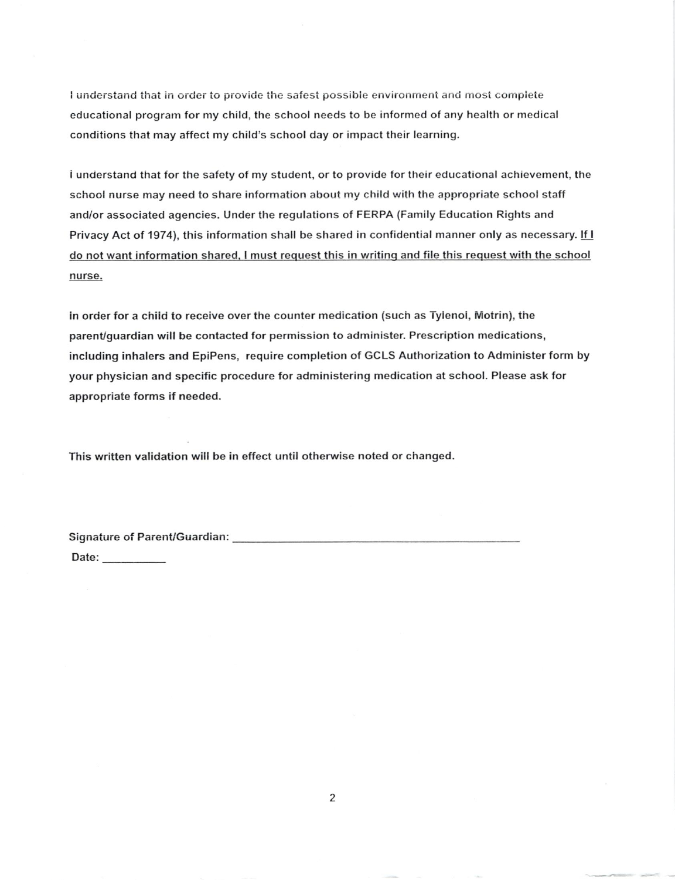I understand that in order to provide the safest possible environment and most complete educational program for my child, the school needs to be informed of any health or medical conditions that may affect my child's school day or impact their learning.

I understand that for the safety of my student, or to provide for their educational achievement, the school nurse may need to share information about my child with the appropriate school staff and/or associated agencies. Under the regulations of FERPA (Family Education Rights and Privacy Act of 1974), this information shall be shared in confidential manner only as necessary. <u>If I do not want information shared, I must request this in writing and file this request with the school nurse.</u>

In order for a child to receive over the counter medication (such as Tylenol, Motrin), the parent/guardian will be contacted for permission to administer. Prescription medications, including inhalers and EpiPens, require completion of GCLS Authorization to Administer form by your physician and specific procedure for administering medication at school. Please ask for appropriate forms if needed.

This written validation will be in effect until otherwise noted or changed.

Signature of Parent/Guardian: ______________________________________

Date: __________